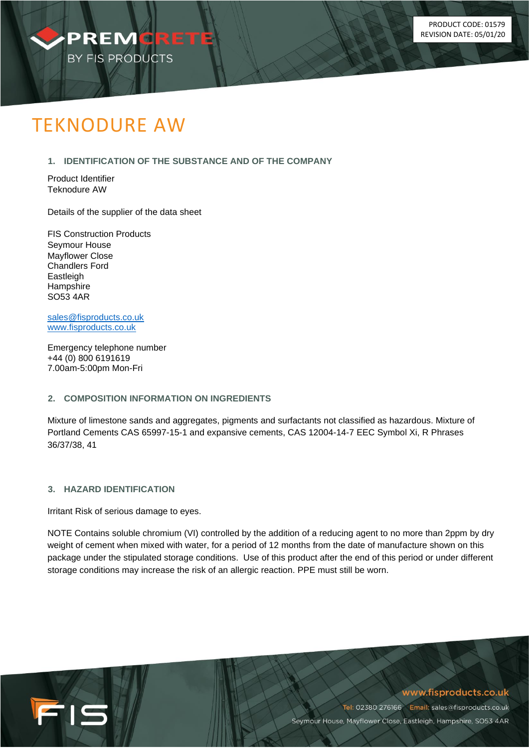PRODUCT CODE: 01579
REVISION DATE: 05/01/20

# TEKNODURE AW

## 1. IDENTIFICATION OF THE SUBSTANCE AND OF THE COMPANY

Product Identifier
Teknodure AW

Details of the supplier of the data sheet

FIS Construction Products
Seymour House
Mayflower Close
Chandlers Ford
Eastleigh
Hampshire
SO53 4AR

sales@fisproducts.co.uk
www.fisproducts.co.uk

Emergency telephone number
+44 (0) 800 6191619
7.00am-5:00pm Mon-Fri

## 2. COMPOSITION INFORMATION ON INGREDIENTS

Mixture of limestone sands and aggregates, pigments and surfactants not classified as hazardous. Mixture of Portland Cements CAS 65997-15-1 and expansive cements, CAS 12004-14-7 EEC Symbol Xi, R Phrases 36/37/38, 41

## 3. HAZARD IDENTIFICATION

Irritant Risk of serious damage to eyes.

NOTE Contains soluble chromium (VI) controlled by the addition of a reducing agent to no more than 2ppm by dry weight of cement when mixed with water, for a period of 12 months from the date of manufacture shown on this package under the stipulated storage conditions. Use of this product after the end of this period or under different storage conditions may increase the risk of an allergic reaction. PPE must still be worn.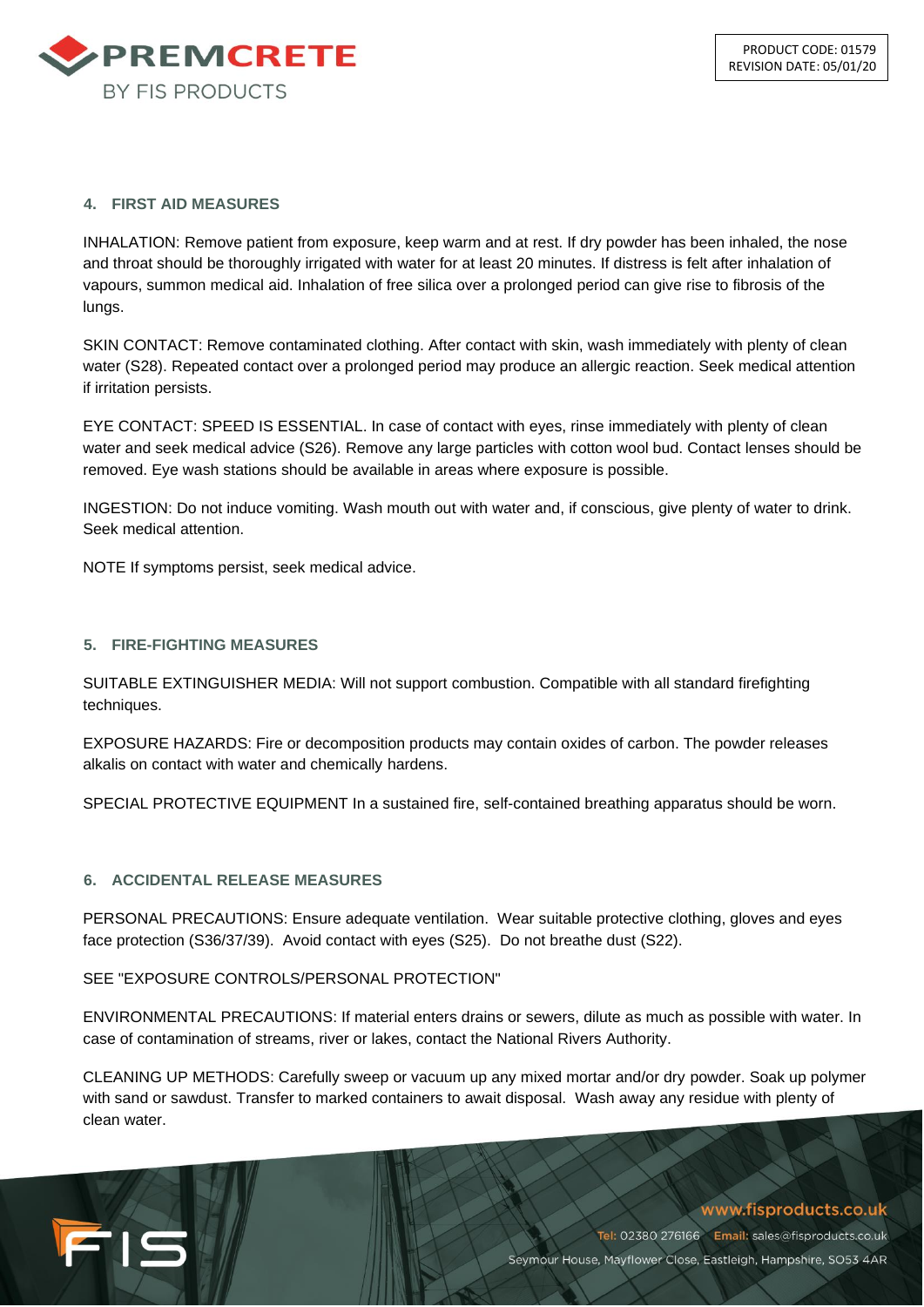## 4. FIRST AID MEASURES

INHALATION: Remove patient from exposure, keep warm and at rest. If dry powder has been inhaled, the nose and throat should be thoroughly irrigated with water for at least 20 minutes. If distress is felt after inhalation of vapours, summon medical aid. Inhalation of free silica over a prolonged period can give rise to fibrosis of the lungs.

SKIN CONTACT: Remove contaminated clothing. After contact with skin, wash immediately with plenty of clean water (S28). Repeated contact over a prolonged period may produce an allergic reaction. Seek medical attention if irritation persists.

EYE CONTACT: SPEED IS ESSENTIAL. In case of contact with eyes, rinse immediately with plenty of clean water and seek medical advice (S26). Remove any large particles with cotton wool bud. Contact lenses should be removed. Eye wash stations should be available in areas where exposure is possible.

INGESTION: Do not induce vomiting. Wash mouth out with water and, if conscious, give plenty of water to drink. Seek medical attention.

NOTE If symptoms persist, seek medical advice.

## 5. FIRE-FIGHTING MEASURES

SUITABLE EXTINGUISHER MEDIA: Will not support combustion. Compatible with all standard firefighting techniques.

EXPOSURE HAZARDS: Fire or decomposition products may contain oxides of carbon. The powder releases alkalis on contact with water and chemically hardens.

SPECIAL PROTECTIVE EQUIPMENT In a sustained fire, self-contained breathing apparatus should be worn.

## 6. ACCIDENTAL RELEASE MEASURES

PERSONAL PRECAUTIONS: Ensure adequate ventilation. Wear suitable protective clothing, gloves and eyes face protection (S36/37/39). Avoid contact with eyes (S25). Do not breathe dust (S22).

SEE "EXPOSURE CONTROLS/PERSONAL PROTECTION"

ENVIRONMENTAL PRECAUTIONS: If material enters drains or sewers, dilute as much as possible with water. In case of contamination of streams, river or lakes, contact the National Rivers Authority.

CLEANING UP METHODS: Carefully sweep or vacuum up any mixed mortar and/or dry powder. Soak up polymer with sand or sawdust. Transfer to marked containers to await disposal. Wash away any residue with plenty of clean water.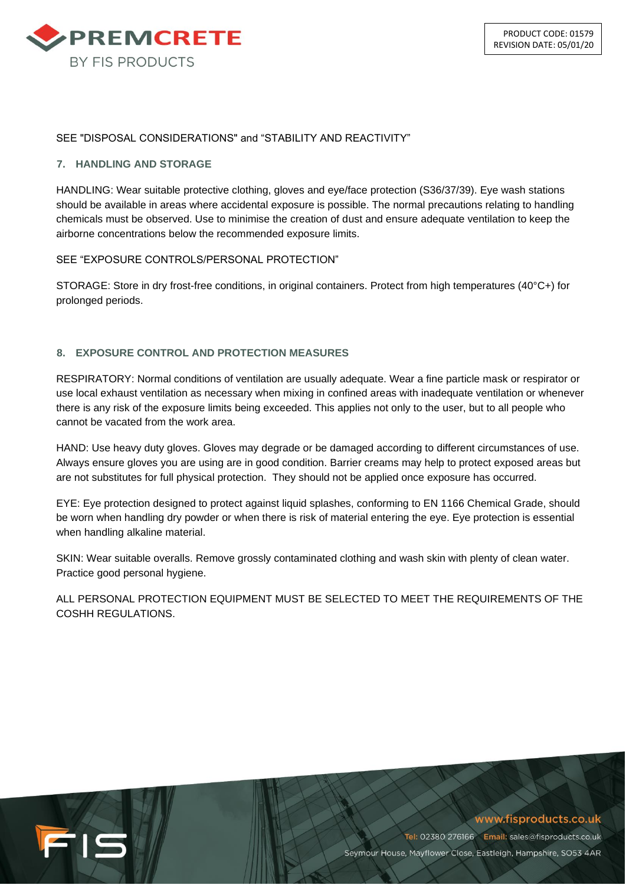SEE "DISPOSAL CONSIDERATIONS" and "STABILITY AND REACTIVITY"

## 7. HANDLING AND STORAGE

HANDLING: Wear suitable protective clothing, gloves and eye/face protection (S36/37/39). Eye wash stations should be available in areas where accidental exposure is possible. The normal precautions relating to handling chemicals must be observed. Use to minimise the creation of dust and ensure adequate ventilation to keep the airborne concentrations below the recommended exposure limits.

SEE "EXPOSURE CONTROLS/PERSONAL PROTECTION"

STORAGE: Store in dry frost-free conditions, in original containers. Protect from high temperatures (40°C+) for prolonged periods.

## 8. EXPOSURE CONTROL AND PROTECTION MEASURES

RESPIRATORY: Normal conditions of ventilation are usually adequate. Wear a fine particle mask or respirator or use local exhaust ventilation as necessary when mixing in confined areas with inadequate ventilation or whenever there is any risk of the exposure limits being exceeded. This applies not only to the user, but to all people who cannot be vacated from the work area.

HAND: Use heavy duty gloves. Gloves may degrade or be damaged according to different circumstances of use. Always ensure gloves you are using are in good condition. Barrier creams may help to protect exposed areas but are not substitutes for full physical protection. They should not be applied once exposure has occurred.

EYE: Eye protection designed to protect against liquid splashes, conforming to EN 1166 Chemical Grade, should be worn when handling dry powder or when there is risk of material entering the eye. Eye protection is essential when handling alkaline material.

SKIN: Wear suitable overalls. Remove grossly contaminated clothing and wash skin with plenty of clean water. Practice good personal hygiene.

ALL PERSONAL PROTECTION EQUIPMENT MUST BE SELECTED TO MEET THE REQUIREMENTS OF THE COSHH REGULATIONS.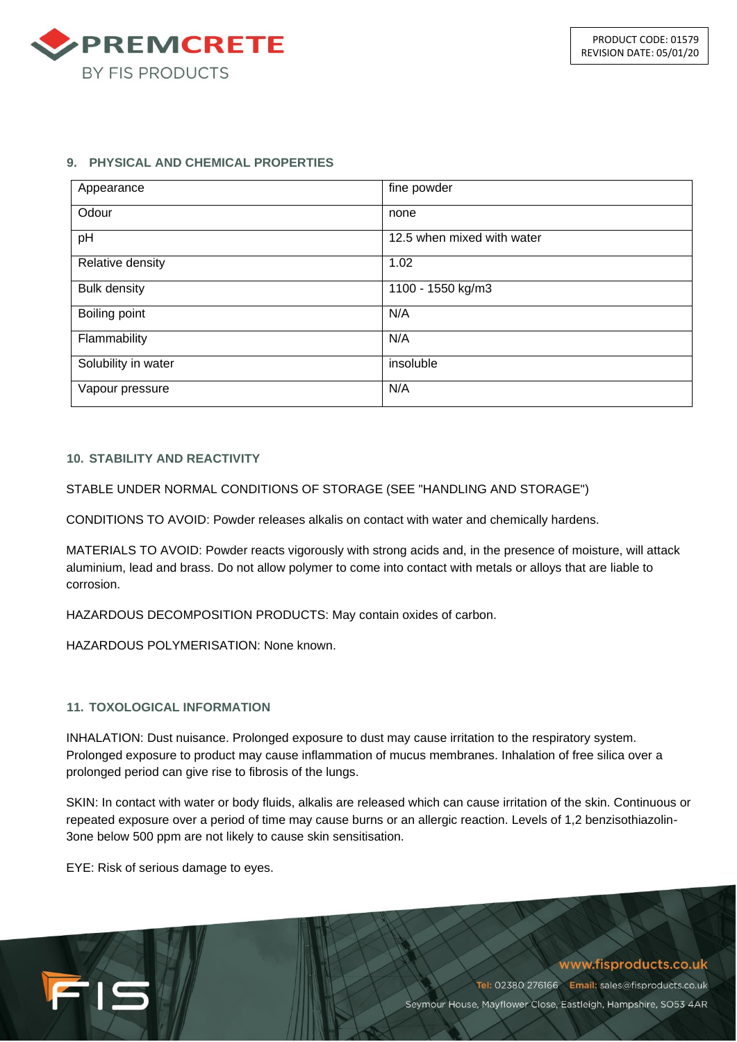## 9. PHYSICAL AND CHEMICAL PROPERTIES

| Appearance | fine powder |
|---|---|
| Odour | none |
| pH | 12.5 when mixed with water |
| Relative density | 1.02 |
| Bulk density | 1100 - 1550 kg/m3 |
| Boiling point | N/A |
| Flammability | N/A |
| Solubility in water | insoluble |
| Vapour pressure | N/A |

## 10. STABILITY AND REACTIVITY

STABLE UNDER NORMAL CONDITIONS OF STORAGE (SEE "HANDLING AND STORAGE")

CONDITIONS TO AVOID: Powder releases alkalis on contact with water and chemically hardens.

MATERIALS TO AVOID: Powder reacts vigorously with strong acids and, in the presence of moisture, will attack aluminium, lead and brass. Do not allow polymer to come into contact with metals or alloys that are liable to corrosion.

HAZARDOUS DECOMPOSITION PRODUCTS: May contain oxides of carbon.

HAZARDOUS POLYMERISATION: None known.

## 11. TOXOLOGICAL INFORMATION

INHALATION: Dust nuisance. Prolonged exposure to dust may cause irritation to the respiratory system. Prolonged exposure to product may cause inflammation of mucus membranes. Inhalation of free silica over a prolonged period can give rise to fibrosis of the lungs.

SKIN: In contact with water or body fluids, alkalis are released which can cause irritation of the skin. Continuous or repeated exposure over a period of time may cause burns or an allergic reaction. Levels of 1,2 benzisothiazolin-3one below 500 ppm are not likely to cause skin sensitisation.

EYE: Risk of serious damage to eyes.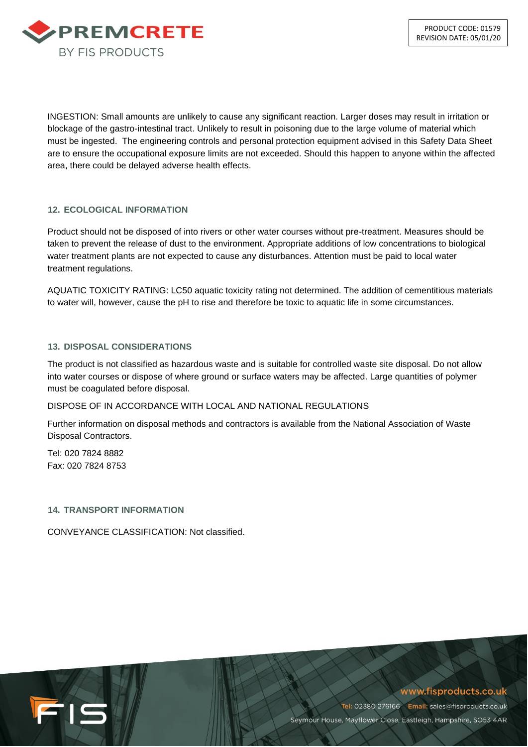INGESTION: Small amounts are unlikely to cause any significant reaction. Larger doses may result in irritation or blockage of the gastro-intestinal tract. Unlikely to result in poisoning due to the large volume of material which must be ingested. The engineering controls and personal protection equipment advised in this Safety Data Sheet are to ensure the occupational exposure limits are not exceeded. Should this happen to anyone within the affected area, there could be delayed adverse health effects.

## 12. ECOLOGICAL INFORMATION

Product should not be disposed of into rivers or other water courses without pre-treatment. Measures should be taken to prevent the release of dust to the environment. Appropriate additions of low concentrations to biological water treatment plants are not expected to cause any disturbances. Attention must be paid to local water treatment regulations.

AQUATIC TOXICITY RATING: LC50 aquatic toxicity rating not determined. The addition of cementitious materials to water will, however, cause the pH to rise and therefore be toxic to aquatic life in some circumstances.

## 13. DISPOSAL CONSIDERATIONS

The product is not classified as hazardous waste and is suitable for controlled waste site disposal. Do not allow into water courses or dispose of where ground or surface waters may be affected. Large quantities of polymer must be coagulated before disposal.

DISPOSE OF IN ACCORDANCE WITH LOCAL AND NATIONAL REGULATIONS

Further information on disposal methods and contractors is available from the National Association of Waste Disposal Contractors.

Tel: 020 7824 8882
Fax: 020 7824 8753

## 14. TRANSPORT INFORMATION

CONVEYANCE CLASSIFICATION: Not classified.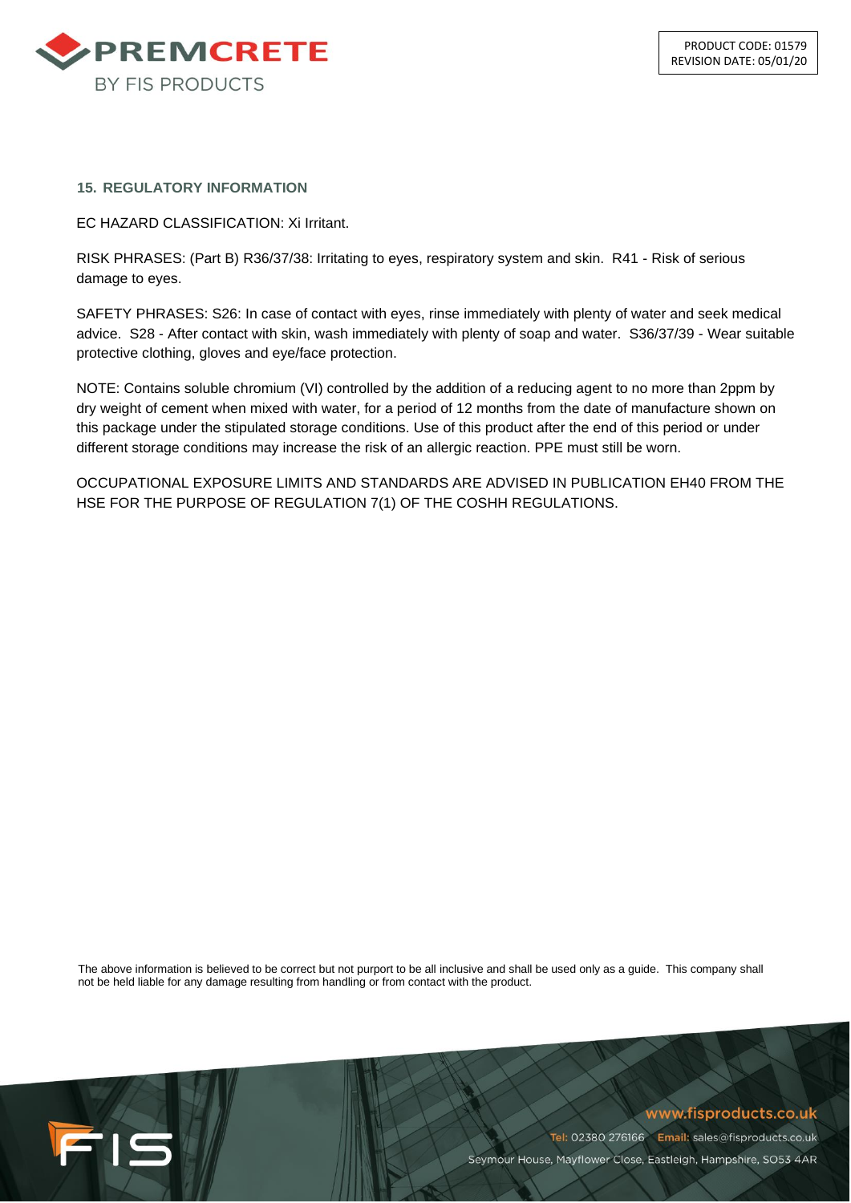## 15. REGULATORY INFORMATION

EC HAZARD CLASSIFICATION: Xi Irritant.

RISK PHRASES: (Part B) R36/37/38: Irritating to eyes, respiratory system and skin. R41 - Risk of serious damage to eyes.

SAFETY PHRASES: S26: In case of contact with eyes, rinse immediately with plenty of water and seek medical advice. S28 - After contact with skin, wash immediately with plenty of soap and water. S36/37/39 - Wear suitable protective clothing, gloves and eye/face protection.

NOTE: Contains soluble chromium (VI) controlled by the addition of a reducing agent to no more than 2ppm by dry weight of cement when mixed with water, for a period of 12 months from the date of manufacture shown on this package under the stipulated storage conditions. Use of this product after the end of this period or under different storage conditions may increase the risk of an allergic reaction. PPE must still be worn.

OCCUPATIONAL EXPOSURE LIMITS AND STANDARDS ARE ADVISED IN PUBLICATION EH40 FROM THE HSE FOR THE PURPOSE OF REGULATION 7(1) OF THE COSHH REGULATIONS.

The above information is believed to be correct but not purport to be all inclusive and shall be used only as a guide. This company shall not be held liable for any damage resulting from handling or from contact with the product.